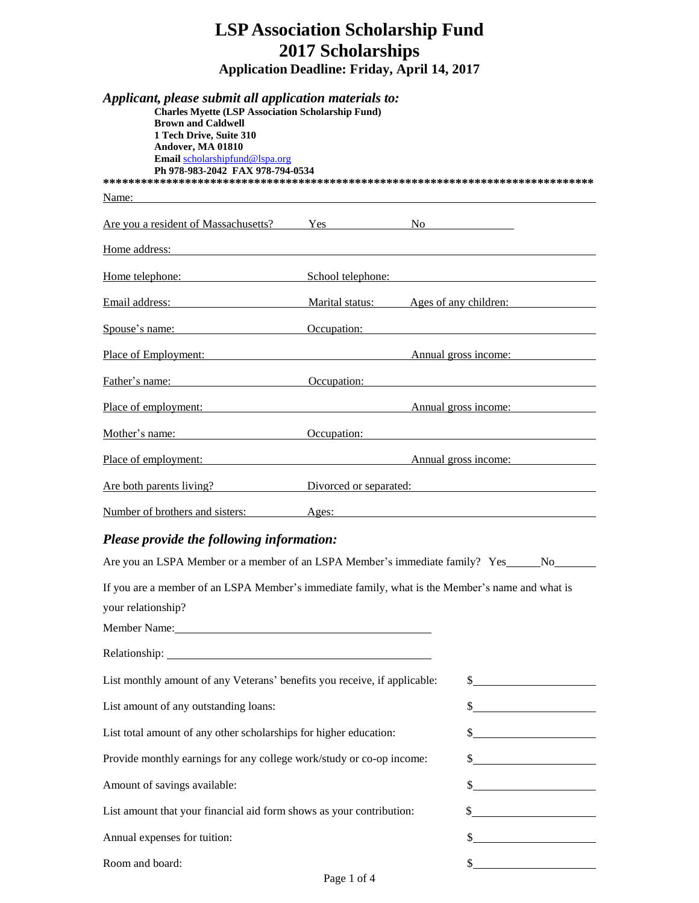# LSP Association Scholarship Fund
# 2017 Scholarships
### Application Deadline: Friday, April 14, 2017

***Applicant, please submit all application materials to:***

**Charles Myette (LSP Association Scholarship Fund)**
**Brown and Caldwell**
**1 Tech Drive, Suite 310**
**Andover, MA 01810**
**Email** scholarshipfund@lspa.org
**Ph 978-983-2042 FAX 978-794-0534**

**********************************************************************************

Name: \_\_\_\_\_\_\_\_\_\_\_\_\_\_\_\_\_\_\_\_\_\_\_\_\_\_\_\_\_\_\_\_\_\_\_\_\_\_\_\_\_\_\_\_\_\_\_\_

Are you a resident of Massachusetts? Yes \_\_\_\_\_\_\_\_ No \_\_\_\_\_\_\_\_

Home address: \_\_\_\_\_\_\_\_\_\_\_\_\_\_\_\_\_\_\_\_\_\_\_\_\_\_\_\_\_\_\_\_\_\_\_\_\_\_\_\_\_\_\_\_\_\_\_\_

Home telephone: \_\_\_\_\_\_\_\_\_\_\_\_\_\_\_\_ School telephone: \_\_\_\_\_\_\_\_\_\_\_\_\_\_\_\_

Email address: \_\_\_\_\_\_\_\_\_\_\_\_\_\_\_\_ Marital status: \_\_\_\_\_\_\_\_ Ages of any children: \_\_\_\_\_\_\_\_

Spouse's name: \_\_\_\_\_\_\_\_\_\_\_\_\_\_\_\_ Occupation: \_\_\_\_\_\_\_\_\_\_\_\_\_\_\_\_

Place of Employment: \_\_\_\_\_\_\_\_\_\_\_\_\_\_\_\_ Annual gross income: \_\_\_\_\_\_\_\_

Father's name: \_\_\_\_\_\_\_\_\_\_\_\_\_\_\_\_ Occupation: \_\_\_\_\_\_\_\_\_\_\_\_\_\_\_\_

Place of employment: \_\_\_\_\_\_\_\_\_\_\_\_\_\_\_\_ Annual gross income: \_\_\_\_\_\_\_\_

Mother's name: \_\_\_\_\_\_\_\_\_\_\_\_\_\_\_\_ Occupation: \_\_\_\_\_\_\_\_\_\_\_\_\_\_\_\_

Place of employment: \_\_\_\_\_\_\_\_\_\_\_\_\_\_\_\_ Annual gross income: \_\_\_\_\_\_\_\_

Are both parents living? \_\_\_\_\_\_\_\_ Divorced or separated: \_\_\_\_\_\_\_\_

Number of brothers and sisters: \_\_\_\_\_\_\_\_ Ages: \_\_\_\_\_\_\_\_\_\_\_\_\_\_\_\_

## *Please provide the following information:*

Are you an LSPA Member or a member of an LSPA Member's immediate family? Yes\_\_\_\_\_\_No\_\_\_\_\_\_\_

If you are a member of an LSPA Member's immediate family, what is the Member's name and what is your relationship?

Member Name: \_\_\_\_\_\_\_\_\_\_\_\_\_\_\_\_\_\_\_\_\_\_\_\_\_\_\_\_\_\_\_\_

Relationship: \_\_\_\_\_\_\_\_\_\_\_\_\_\_\_\_\_\_\_\_\_\_\_\_\_\_\_\_\_\_\_\_

List monthly amount of any Veterans' benefits you receive, if applicable: $\_\_\_\_\_\_\_\_\_\_\_\_\_\_\_\_

List amount of any outstanding loans: $\_\_\_\_\_\_\_\_\_\_\_\_\_\_\_\_

List total amount of any other scholarships for higher education: $\_\_\_\_\_\_\_\_\_\_\_\_\_\_\_\_

Provide monthly earnings for any college work/study or co-op income: $\_\_\_\_\_\_\_\_\_\_\_\_\_\_\_\_

Amount of savings available: $\_\_\_\_\_\_\_\_\_\_\_\_\_\_\_\_

List amount that your financial aid form shows as your contribution: $\_\_\_\_\_\_\_\_\_\_\_\_\_\_\_\_

Annual expenses for tuition: $\_\_\_\_\_\_\_\_\_\_\_\_\_\_\_\_

Room and board: $\_\_\_\_\_\_\_\_\_\_\_\_\_\_\_\_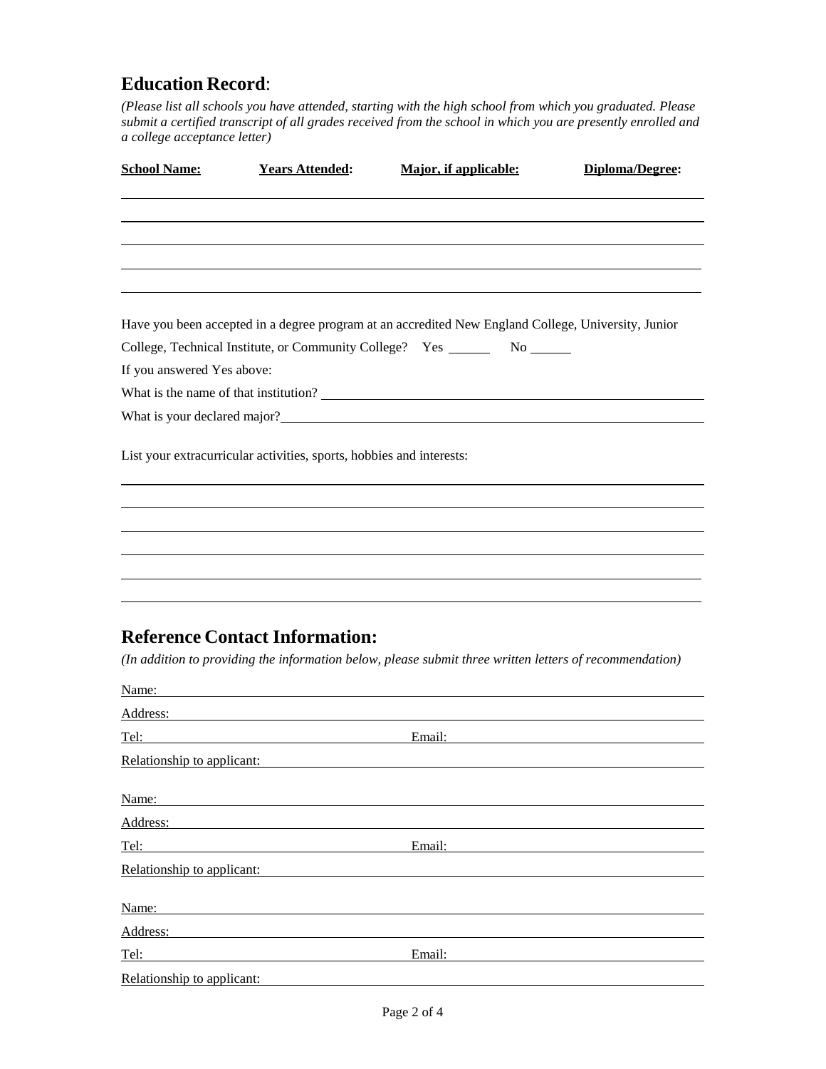## **Education Record**:

*(Please list all schools you have attended, starting with the high school from which you graduated. Please submit a certified transcript of all grades received from the school in which you are presently enrolled and a college acceptance letter)*

| **School Name:** | **Years Attended:** | **Major, if applicable:** | **Diploma/Degree:** |
|---|---|---|---|
| | | | |
| | | | |
| | | | |
| | | | |
| | | | |

Have you been accepted in a degree program at an accredited New England College, University, Junior College, Technical Institute, or Community College? Yes ______ No ______

If you answered Yes above:

What is the name of that institution? ____________________

What is your declared major? ____________________

List your extracurricular activities, sports, hobbies and interests:

______________________________

______________________________

______________________________

______________________________

______________________________

______________________________

## **Reference Contact Information:**

*(In addition to providing the information below, please submit three written letters of recommendation)*

Name: ____________________

Address: ____________________

Tel: ____________________ Email: ____________________

Relationship to applicant: ____________________

Name: ____________________

Address: ____________________

Tel: ____________________ Email: ____________________

Relationship to applicant: ____________________

Name: ____________________

Address: ____________________

Tel: ____________________ Email: ____________________

Relationship to applicant: ____________________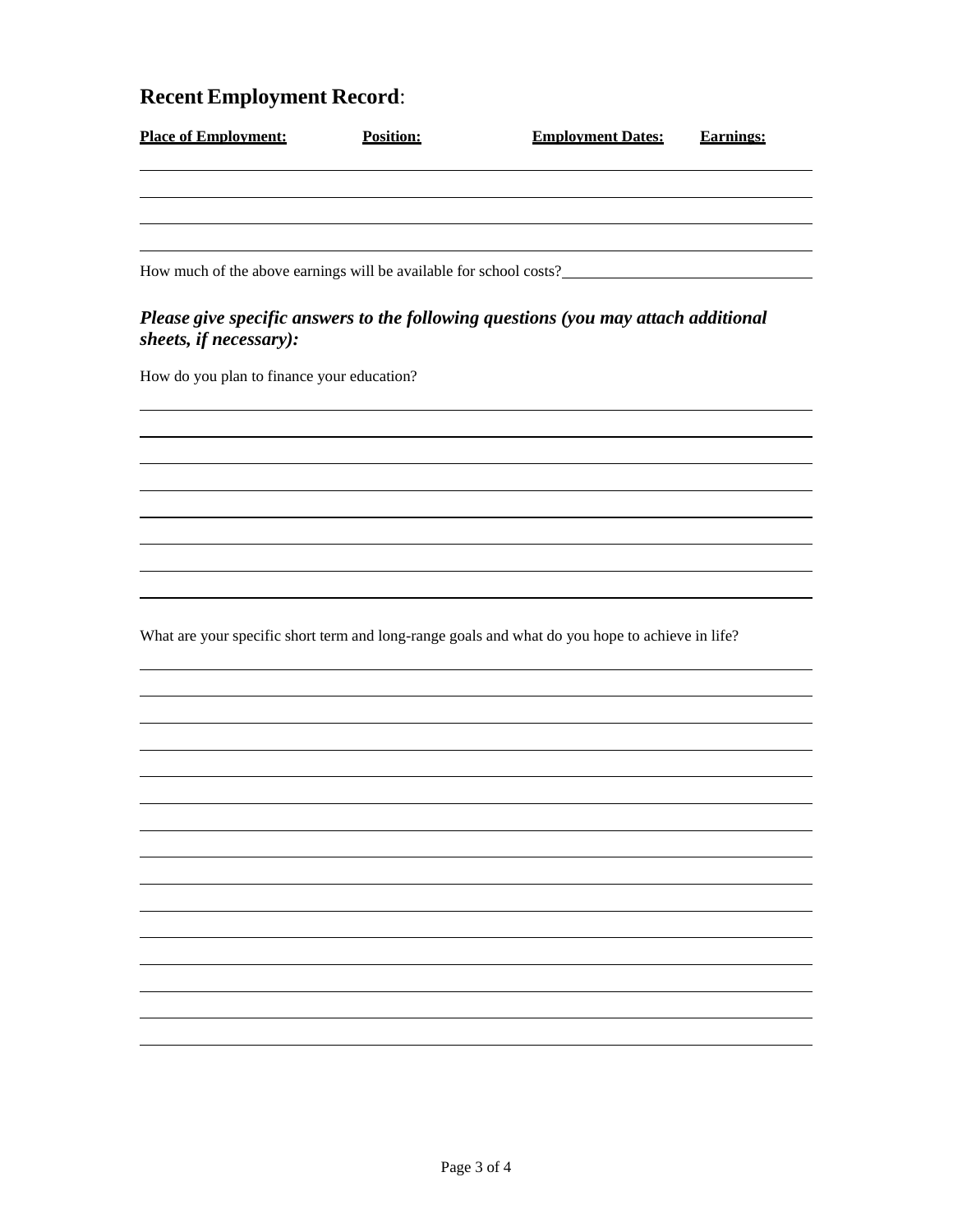## **Recent Employment Record**:

| Place of Employment: | Position: | Employment Dates: | Earnings: |
|---|---|---|---|
| | | | |
| | | | |
| | | | |
| | | | |

How much of the above earnings will be available for school costs?\_\_\_\_\_\_\_\_\_\_\_\_\_\_\_\_\_\_\_\_\_\_\_\_\_\_\_\_\_\_

### ***Please give specific answers to the following questions (you may attach additional sheets, if necessary):***

How do you plan to finance your education?

\_\_\_\_\_\_\_\_\_\_\_\_\_\_\_\_\_\_\_\_\_\_\_\_\_\_\_\_\_\_\_\_\_\_\_\_\_\_\_\_\_\_\_\_\_\_\_\_\_\_\_\_\_\_\_\_\_\_\_\_\_\_\_\_\_\_\_\_\_\_\_\_\_\_\_\_\_\_

\_\_\_\_\_\_\_\_\_\_\_\_\_\_\_\_\_\_\_\_\_\_\_\_\_\_\_\_\_\_\_\_\_\_\_\_\_\_\_\_\_\_\_\_\_\_\_\_\_\_\_\_\_\_\_\_\_\_\_\_\_\_\_\_\_\_\_\_\_\_\_\_\_\_\_\_\_\_

\_\_\_\_\_\_\_\_\_\_\_\_\_\_\_\_\_\_\_\_\_\_\_\_\_\_\_\_\_\_\_\_\_\_\_\_\_\_\_\_\_\_\_\_\_\_\_\_\_\_\_\_\_\_\_\_\_\_\_\_\_\_\_\_\_\_\_\_\_\_\_\_\_\_\_\_\_\_

\_\_\_\_\_\_\_\_\_\_\_\_\_\_\_\_\_\_\_\_\_\_\_\_\_\_\_\_\_\_\_\_\_\_\_\_\_\_\_\_\_\_\_\_\_\_\_\_\_\_\_\_\_\_\_\_\_\_\_\_\_\_\_\_\_\_\_\_\_\_\_\_\_\_\_\_\_\_

\_\_\_\_\_\_\_\_\_\_\_\_\_\_\_\_\_\_\_\_\_\_\_\_\_\_\_\_\_\_\_\_\_\_\_\_\_\_\_\_\_\_\_\_\_\_\_\_\_\_\_\_\_\_\_\_\_\_\_\_\_\_\_\_\_\_\_\_\_\_\_\_\_\_\_\_\_\_

\_\_\_\_\_\_\_\_\_\_\_\_\_\_\_\_\_\_\_\_\_\_\_\_\_\_\_\_\_\_\_\_\_\_\_\_\_\_\_\_\_\_\_\_\_\_\_\_\_\_\_\_\_\_\_\_\_\_\_\_\_\_\_\_\_\_\_\_\_\_\_\_\_\_\_\_\_\_

\_\_\_\_\_\_\_\_\_\_\_\_\_\_\_\_\_\_\_\_\_\_\_\_\_\_\_\_\_\_\_\_\_\_\_\_\_\_\_\_\_\_\_\_\_\_\_\_\_\_\_\_\_\_\_\_\_\_\_\_\_\_\_\_\_\_\_\_\_\_\_\_\_\_\_\_\_\_

\_\_\_\_\_\_\_\_\_\_\_\_\_\_\_\_\_\_\_\_\_\_\_\_\_\_\_\_\_\_\_\_\_\_\_\_\_\_\_\_\_\_\_\_\_\_\_\_\_\_\_\_\_\_\_\_\_\_\_\_\_\_\_\_\_\_\_\_\_\_\_\_\_\_\_\_\_\_

What are your specific short term and long-range goals and what do you hope to achieve in life?

\_\_\_\_\_\_\_\_\_\_\_\_\_\_\_\_\_\_\_\_\_\_\_\_\_\_\_\_\_\_\_\_\_\_\_\_\_\_\_\_\_\_\_\_\_\_\_\_\_\_\_\_\_\_\_\_\_\_\_\_\_\_\_\_\_\_\_\_\_\_\_\_\_\_\_\_\_\_

\_\_\_\_\_\_\_\_\_\_\_\_\_\_\_\_\_\_\_\_\_\_\_\_\_\_\_\_\_\_\_\_\_\_\_\_\_\_\_\_\_\_\_\_\_\_\_\_\_\_\_\_\_\_\_\_\_\_\_\_\_\_\_\_\_\_\_\_\_\_\_\_\_\_\_\_\_\_

\_\_\_\_\_\_\_\_\_\_\_\_\_\_\_\_\_\_\_\_\_\_\_\_\_\_\_\_\_\_\_\_\_\_\_\_\_\_\_\_\_\_\_\_\_\_\_\_\_\_\_\_\_\_\_\_\_\_\_\_\_\_\_\_\_\_\_\_\_\_\_\_\_\_\_\_\_\_

\_\_\_\_\_\_\_\_\_\_\_\_\_\_\_\_\_\_\_\_\_\_\_\_\_\_\_\_\_\_\_\_\_\_\_\_\_\_\_\_\_\_\_\_\_\_\_\_\_\_\_\_\_\_\_\_\_\_\_\_\_\_\_\_\_\_\_\_\_\_\_\_\_\_\_\_\_\_

\_\_\_\_\_\_\_\_\_\_\_\_\_\_\_\_\_\_\_\_\_\_\_\_\_\_\_\_\_\_\_\_\_\_\_\_\_\_\_\_\_\_\_\_\_\_\_\_\_\_\_\_\_\_\_\_\_\_\_\_\_\_\_\_\_\_\_\_\_\_\_\_\_\_\_\_\_\_

\_\_\_\_\_\_\_\_\_\_\_\_\_\_\_\_\_\_\_\_\_\_\_\_\_\_\_\_\_\_\_\_\_\_\_\_\_\_\_\_\_\_\_\_\_\_\_\_\_\_\_\_\_\_\_\_\_\_\_\_\_\_\_\_\_\_\_\_\_\_\_\_\_\_\_\_\_\_

\_\_\_\_\_\_\_\_\_\_\_\_\_\_\_\_\_\_\_\_\_\_\_\_\_\_\_\_\_\_\_\_\_\_\_\_\_\_\_\_\_\_\_\_\_\_\_\_\_\_\_\_\_\_\_\_\_\_\_\_\_\_\_\_\_\_\_\_\_\_\_\_\_\_\_\_\_\_

\_\_\_\_\_\_\_\_\_\_\_\_\_\_\_\_\_\_\_\_\_\_\_\_\_\_\_\_\_\_\_\_\_\_\_\_\_\_\_\_\_\_\_\_\_\_\_\_\_\_\_\_\_\_\_\_\_\_\_\_\_\_\_\_\_\_\_\_\_\_\_\_\_\_\_\_\_\_

\_\_\_\_\_\_\_\_\_\_\_\_\_\_\_\_\_\_\_\_\_\_\_\_\_\_\_\_\_\_\_\_\_\_\_\_\_\_\_\_\_\_\_\_\_\_\_\_\_\_\_\_\_\_\_\_\_\_\_\_\_\_\_\_\_\_\_\_\_\_\_\_\_\_\_\_\_\_

\_\_\_\_\_\_\_\_\_\_\_\_\_\_\_\_\_\_\_\_\_\_\_\_\_\_\_\_\_\_\_\_\_\_\_\_\_\_\_\_\_\_\_\_\_\_\_\_\_\_\_\_\_\_\_\_\_\_\_\_\_\_\_\_\_\_\_\_\_\_\_\_\_\_\_\_\_\_

\_\_\_\_\_\_\_\_\_\_\_\_\_\_\_\_\_\_\_\_\_\_\_\_\_\_\_\_\_\_\_\_\_\_\_\_\_\_\_\_\_\_\_\_\_\_\_\_\_\_\_\_\_\_\_\_\_\_\_\_\_\_\_\_\_\_\_\_\_\_\_\_\_\_\_\_\_\_

\_\_\_\_\_\_\_\_\_\_\_\_\_\_\_\_\_\_\_\_\_\_\_\_\_\_\_\_\_\_\_\_\_\_\_\_\_\_\_\_\_\_\_\_\_\_\_\_\_\_\_\_\_\_\_\_\_\_\_\_\_\_\_\_\_\_\_\_\_\_\_\_\_\_\_\_\_\_

\_\_\_\_\_\_\_\_\_\_\_\_\_\_\_\_\_\_\_\_\_\_\_\_\_\_\_\_\_\_\_\_\_\_\_\_\_\_\_\_\_\_\_\_\_\_\_\_\_\_\_\_\_\_\_\_\_\_\_\_\_\_\_\_\_\_\_\_\_\_\_\_\_\_\_\_\_\_

\_\_\_\_\_\_\_\_\_\_\_\_\_\_\_\_\_\_\_\_\_\_\_\_\_\_\_\_\_\_\_\_\_\_\_\_\_\_\_\_\_\_\_\_\_\_\_\_\_\_\_\_\_\_\_\_\_\_\_\_\_\_\_\_\_\_\_\_\_\_\_\_\_\_\_\_\_\_

\_\_\_\_\_\_\_\_\_\_\_\_\_\_\_\_\_\_\_\_\_\_\_\_\_\_\_\_\_\_\_\_\_\_\_\_\_\_\_\_\_\_\_\_\_\_\_\_\_\_\_\_\_\_\_\_\_\_\_\_\_\_\_\_\_\_\_\_\_\_\_\_\_\_\_\_\_\_

\_\_\_\_\_\_\_\_\_\_\_\_\_\_\_\_\_\_\_\_\_\_\_\_\_\_\_\_\_\_\_\_\_\_\_\_\_\_\_\_\_\_\_\_\_\_\_\_\_\_\_\_\_\_\_\_\_\_\_\_\_\_\_\_\_\_\_\_\_\_\_\_\_\_\_\_\_\_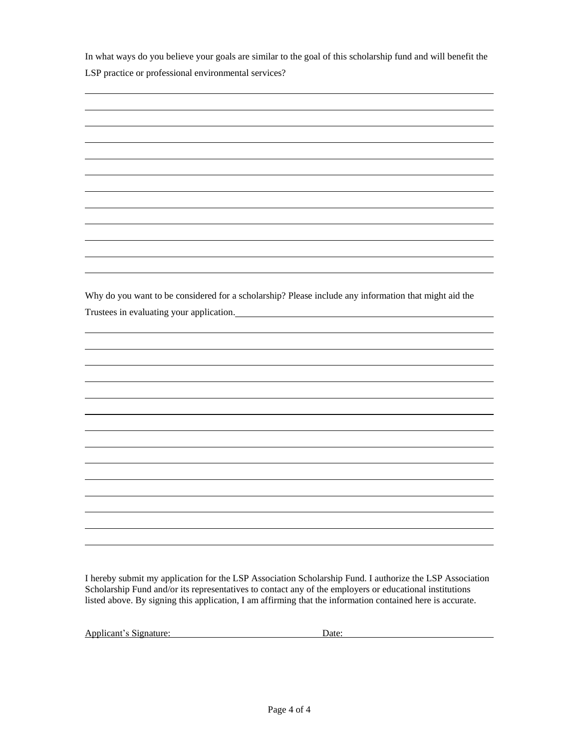In what ways do you believe your goals are similar to the goal of this scholarship fund and will benefit the LSP practice or professional environmental services?

Why do you want to be considered for a scholarship? Please include any information that might aid the Trustees in evaluating your application.

I hereby submit my application for the LSP Association Scholarship Fund. I authorize the LSP Association Scholarship Fund and/or its representatives to contact any of the employers or educational institutions listed above. By signing this application, I am affirming that the information contained here is accurate.

Applicant's Signature: ______________________ Date: ______________________